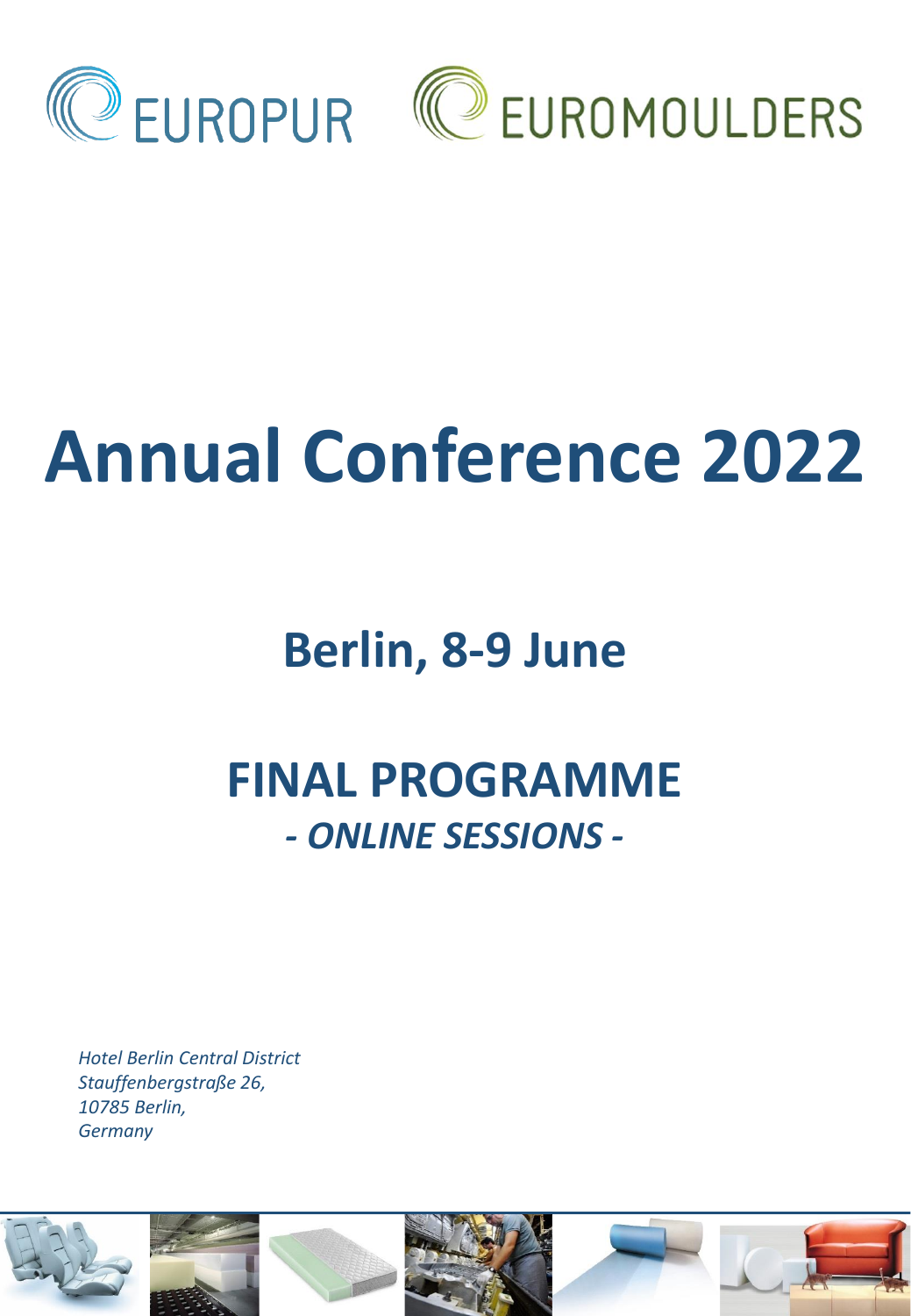EUROPUR EUROMOULDERS

# Annual Conference 2022

## Berlin, 8-9 June

## FINAL PROGRAMME

### *- ONLINE SESSIONS -*

*Hotel Berlin Central District*
*Stauffenbergstraße 26,*
*10785 Berlin,*
*Germany*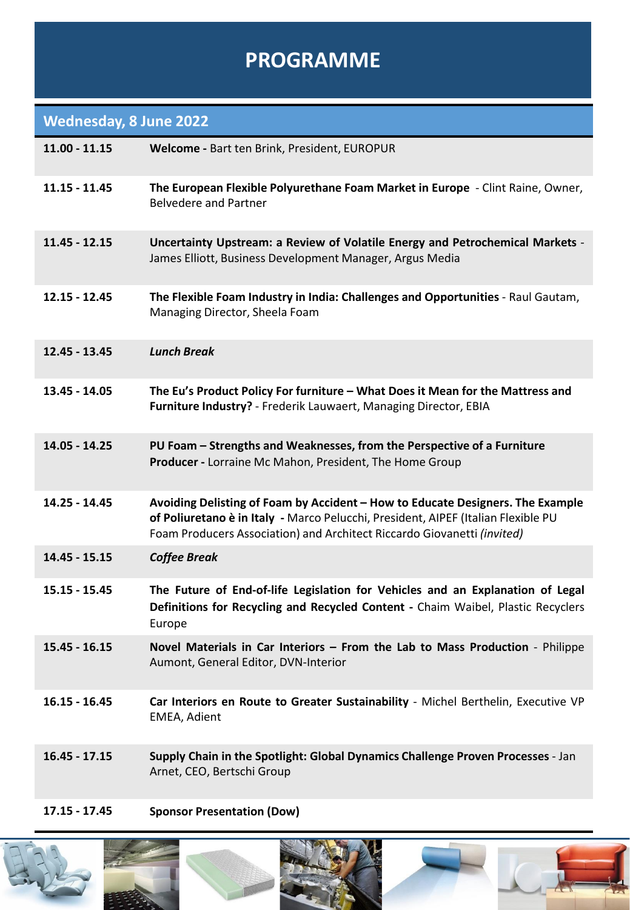# PROGRAMME

## Wednesday, 8 June 2022

| | |
|---|---|
| **11.00 - 11.15** | **Welcome -** Bart ten Brink, President, EUROPUR |
| **11.15 - 11.45** | **The European Flexible Polyurethane Foam Market in Europe** - Clint Raine, Owner, Belvedere and Partner |
| **11.45 - 12.15** | **Uncertainty Upstream: a Review of Volatile Energy and Petrochemical Markets** - James Elliott, Business Development Manager, Argus Media |
| **12.15 - 12.45** | **The Flexible Foam Industry in India: Challenges and Opportunities** - Raul Gautam, Managing Director, Sheela Foam |
| **12.45 - 13.45** | ***Lunch Break*** |
| **13.45 - 14.05** | **The Eu's Product Policy For furniture – What Does it Mean for the Mattress and Furniture Industry?** - Frederik Lauwaert, Managing Director, EBIA |
| **14.05 - 14.25** | **PU Foam – Strengths and Weaknesses, from the Perspective of a Furniture Producer -** Lorraine Mc Mahon, President, The Home Group |
| **14.25 - 14.45** | **Avoiding Delisting of Foam by Accident – How to Educate Designers. The Example of Poliuretano è in Italy -** Marco Pelucchi, President, AIPEF (Italian Flexible PU Foam Producers Association) and Architect Riccardo Giovanetti *(invited)* |
| **14.45 - 15.15** | ***Coffee Break*** |
| **15.15 - 15.45** | **The Future of End-of-life Legislation for Vehicles and an Explanation of Legal Definitions for Recycling and Recycled Content -** Chaim Waibel, Plastic Recyclers Europe |
| **15.45 - 16.15** | **Novel Materials in Car Interiors – From the Lab to Mass Production** - Philippe Aumont, General Editor, DVN-Interior |
| **16.15 - 16.45** | **Car Interiors en Route to Greater Sustainability** - Michel Berthelin, Executive VP EMEA, Adient |
| **16.45 - 17.15** | **Supply Chain in the Spotlight: Global Dynamics Challenge Proven Processes** - Jan Arnet, CEO, Bertschi Group |
| **17.15 - 17.45** | **Sponsor Presentation (Dow)** |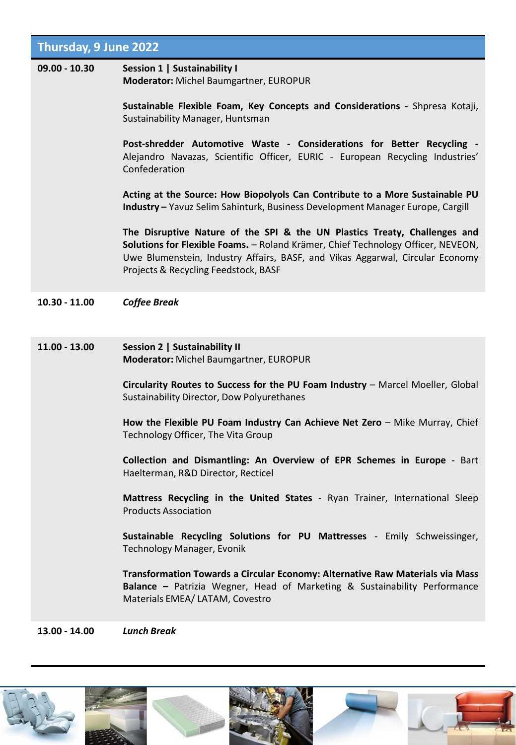## Thursday, 9 June 2022

| | |
|---|---|
| **09.00 - 10.30** | **Session 1 \| Sustainability I**<br>**Moderator:** Michel Baumgartner, EUROPUR<br><br>**Sustainable Flexible Foam, Key Concepts and Considerations -** Shpresa Kotaji, Sustainability Manager, Huntsman<br><br>**Post-shredder Automotive Waste - Considerations for Better Recycling -** Alejandro Navazas, Scientific Officer, EURIC - European Recycling Industries' Confederation<br><br>**Acting at the Source: How Biopolyols Can Contribute to a More Sustainable PU Industry –** Yavuz Selim Sahinturk, Business Development Manager Europe, Cargill<br><br>**The Disruptive Nature of the SPI & the UN Plastics Treaty, Challenges and Solutions for Flexible Foams.** – Roland Krämer, Chief Technology Officer, NEVEON, Uwe Blumenstein, Industry Affairs, BASF, and Vikas Aggarwal, Circular Economy Projects & Recycling Feedstock, BASF |
| **10.30 - 11.00** | ***Coffee Break*** |
| **11.00 - 13.00** | **Session 2 \| Sustainability II**<br>**Moderator:** Michel Baumgartner, EUROPUR<br><br>**Circularity Routes to Success for the PU Foam Industry** – Marcel Moeller, Global Sustainability Director, Dow Polyurethanes<br><br>**How the Flexible PU Foam Industry Can Achieve Net Zero** – Mike Murray, Chief Technology Officer, The Vita Group<br><br>**Collection and Dismantling: An Overview of EPR Schemes in Europe** - Bart Haelterman, R&D Director, Recticel<br><br>**Mattress Recycling in the United States** - Ryan Trainer, International Sleep Products Association<br><br>**Sustainable Recycling Solutions for PU Mattresses** - Emily Schweissinger, Technology Manager, Evonik<br><br>**Transformation Towards a Circular Economy: Alternative Raw Materials via Mass Balance –** Patrizia Wegner, Head of Marketing & Sustainability Performance Materials EMEA/ LATAM, Covestro |
| **13.00 - 14.00** | ***Lunch Break*** |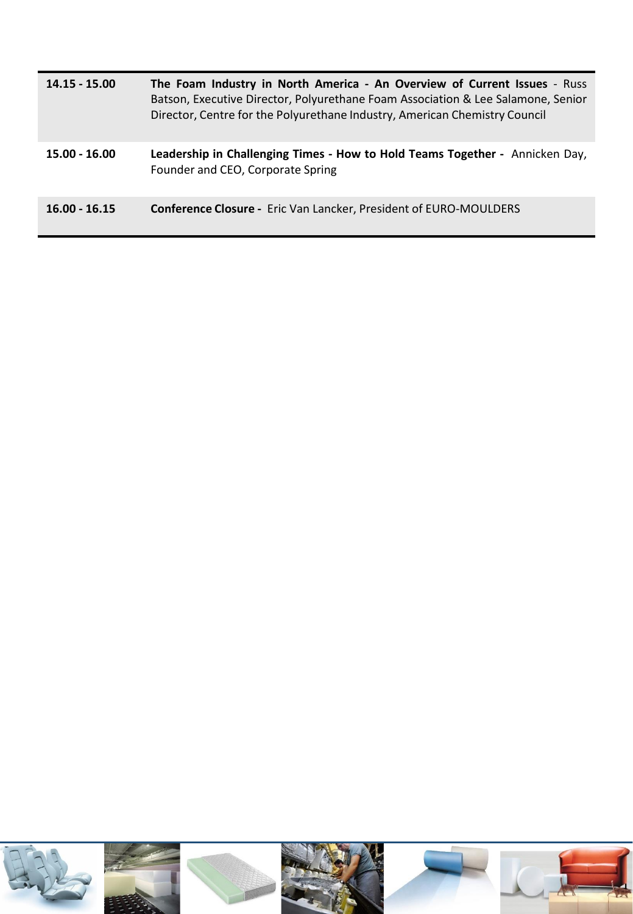| | |
|---|---|
| **14.15 - 15.00** | **The Foam Industry in North America - An Overview of Current Issues** - Russ Batson, Executive Director, Polyurethane Foam Association & Lee Salamone, Senior Director, Centre for the Polyurethane Industry, American Chemistry Council |
| **15.00 - 16.00** | **Leadership in Challenging Times - How to Hold Teams Together -** Annicken Day, Founder and CEO, Corporate Spring |
| **16.00 - 16.15** | **Conference Closure -** Eric Van Lancker, President of EURO-MOULDERS |